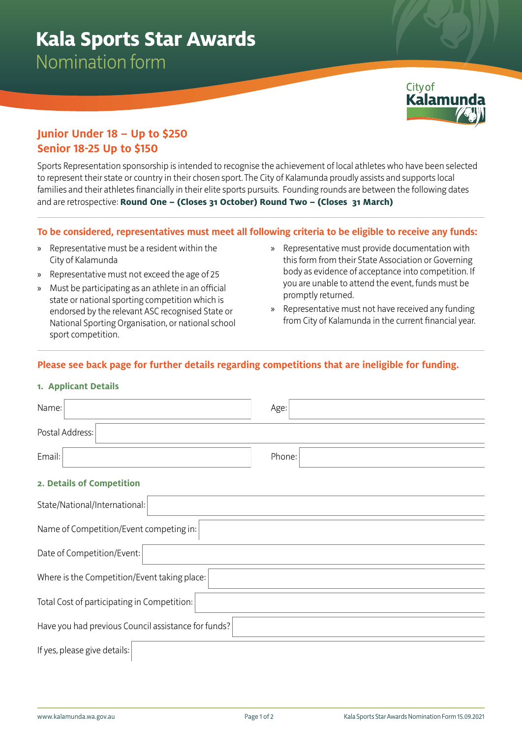# Kala Sports Star Awards

## Nomination form

City of Kalamunda

### Junior Under 18 – Up to $250
### Senior 18-25 Up to $150

Sports Representation sponsorship is intended to recognise the achievement of local athletes who have been selected to represent their state or country in their chosen sport. The City of Kalamunda proudly assists and supports local families and their athletes financially in their elite sports pursuits. Founding rounds are between the following dates and are retrospective: **Round One – (Closes 31 October) Round Two – (Closes 31 March)**

**To be considered, representatives must meet all following criteria to be eligible to receive any funds:**

- Representative must be a resident within the City of Kalamunda
- Representative must not exceed the age of 25
- Must be participating as an athlete in an official state or national sporting competition which is endorsed by the relevant ASC recognised State or National Sporting Organisation, or national school sport competition.
- Representative must provide documentation with this form from their State Association or Governing body as evidence of acceptance into competition. If you are unable to attend the event, funds must be promptly returned.
- Representative must not have received any funding from City of Kalamunda in the current financial year.

**Please see back page for further details regarding competitions that are ineligible for funding.**

#### 1. Applicant Details

Name: ____________________ Age: ____________________

Postal Address: ____________________

Email: ____________________ Phone: ____________________

#### 2. Details of Competition

State/National/International: ____________________

Name of Competition/Event competing in: ____________________

Date of Competition/Event: ____________________

Where is the Competition/Event taking place: ____________________

Total Cost of participating in Competition: ____________________

Have you had previous Council assistance for funds? ____________________

If yes, please give details: ____________________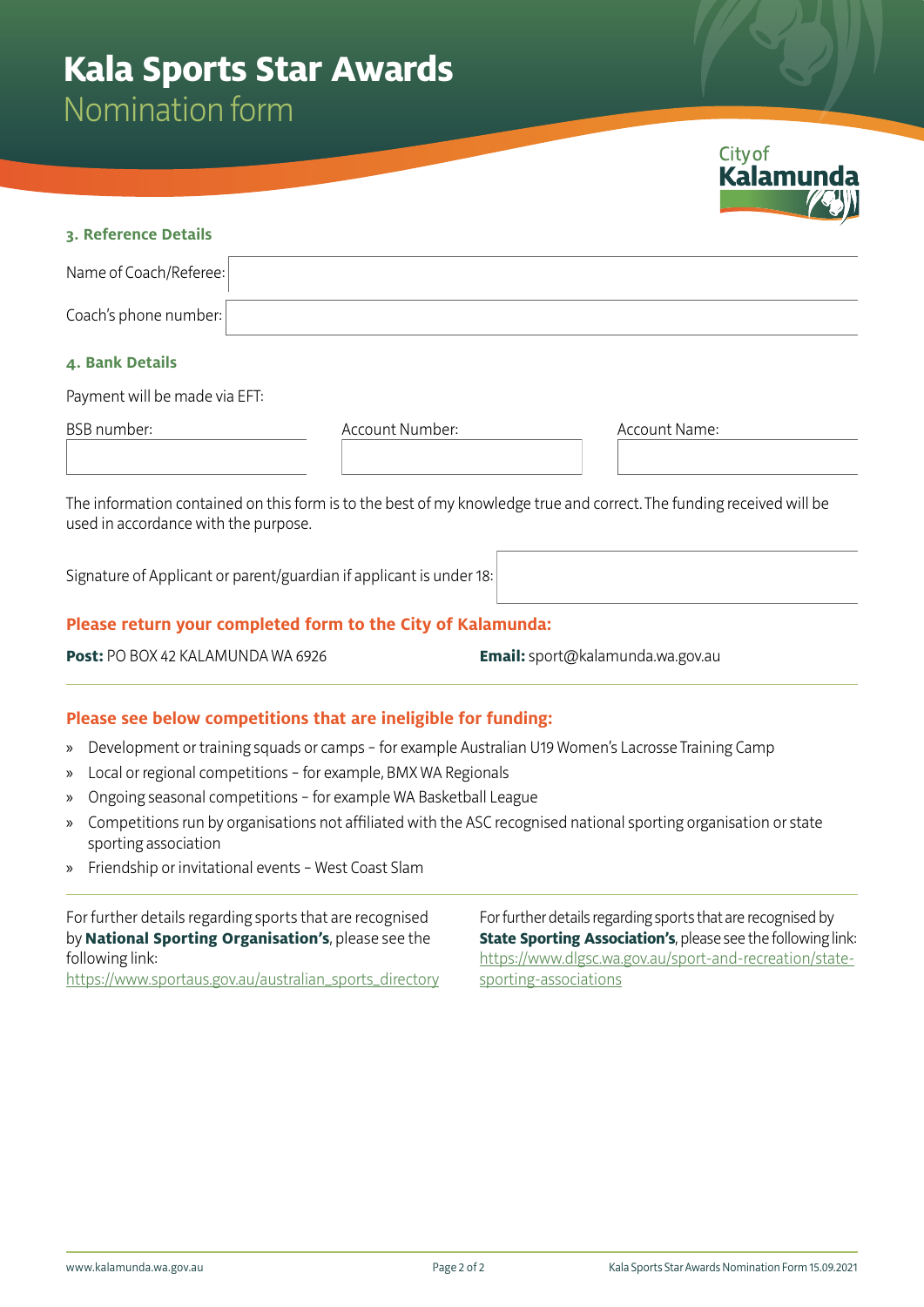# Kala Sports Star Awards

## Nomination form

### 3. Reference Details

Name of Coach/Referee:

Coach's phone number:

### 4. Bank Details

Payment will be made via EFT:

| BSB number: | Account Number: | Account Name: |
|---|---|---|
| | | |

The information contained on this form is to the best of my knowledge true and correct. The funding received will be used in accordance with the purpose.

Signature of Applicant or parent/guardian if applicant is under 18:

**Please return your completed form to the City of Kalamunda:**

**Post:** PO BOX 42 KALAMUNDA WA 6926

**Email:** sport@kalamunda.wa.gov.au

**Please see below competitions that are ineligible for funding:**

- Development or training squads or camps – for example Australian U19 Women's Lacrosse Training Camp
- Local or regional competitions – for example, BMX WA Regionals
- Ongoing seasonal competitions – for example WA Basketball League
- Competitions run by organisations not affiliated with the ASC recognised national sporting organisation or state sporting association
- Friendship or invitational events – West Coast Slam

For further details regarding sports that are recognised by **National Sporting Organisation's**, please see the following link: https://www.sportaus.gov.au/australian_sports_directory

For further details regarding sports that are recognised by **State Sporting Association's**, please see the following link: https://www.dlgsc.wa.gov.au/sport-and-recreation/state-sporting-associations